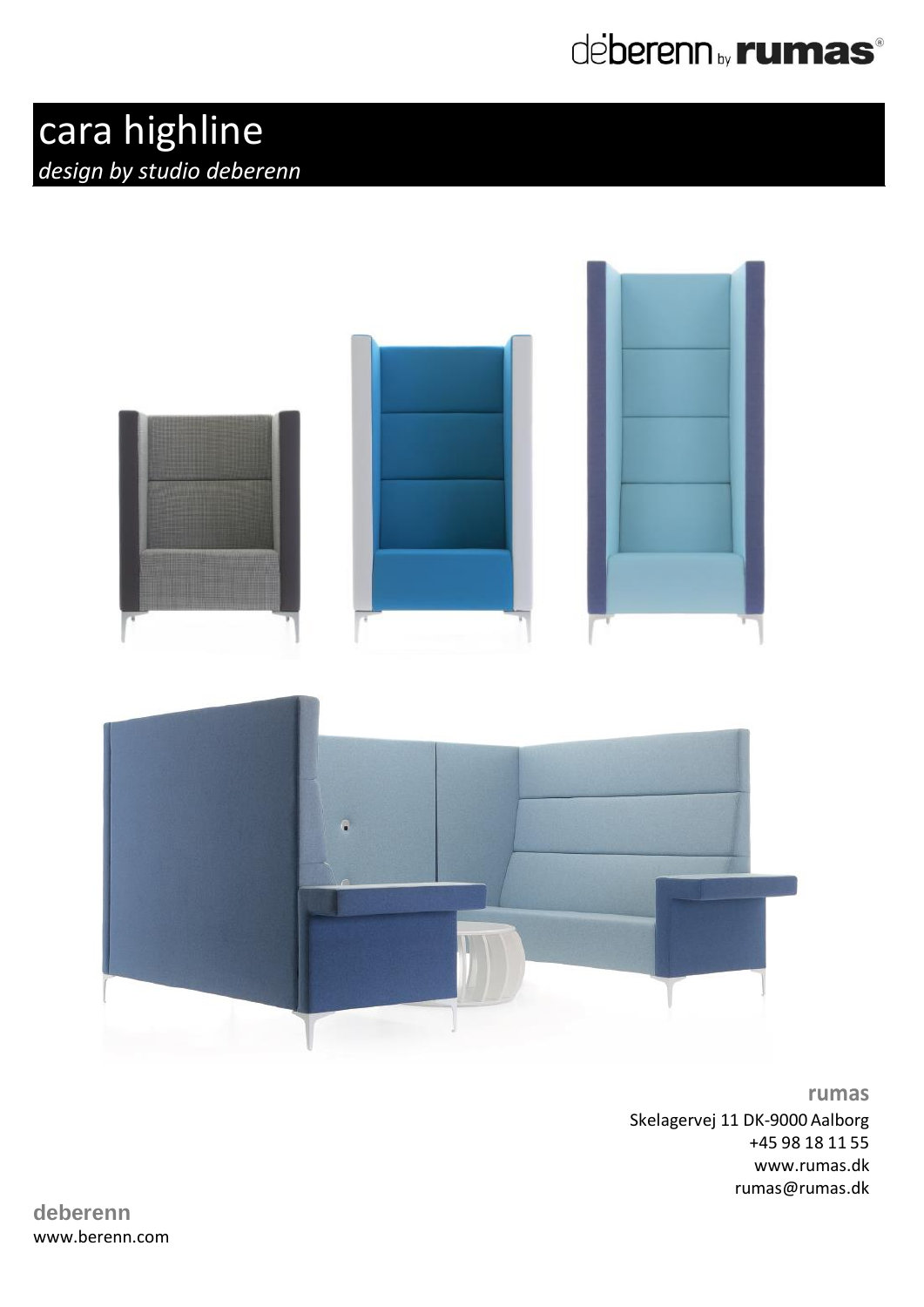# cara highline

*design by studio deberenn*

**rumas**
Skelagervej 11 DK-9000 Aalborg
+45 98 18 11 55
www.rumas.dk
rumas@rumas.dk

**deberenn**
www.berenn.com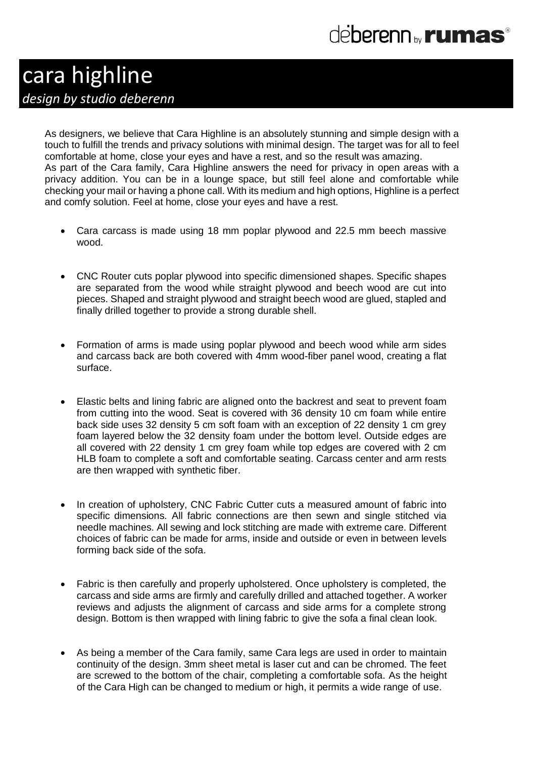# cara highline

*design by studio deberenn*

As designers, we believe that Cara Highline is an absolutely stunning and simple design with a touch to fulfill the trends and privacy solutions with minimal design. The target was for all to feel comfortable at home, close your eyes and have a rest, and so the result was amazing.
As part of the Cara family, Cara Highline answers the need for privacy in open areas with a privacy addition. You can be in a lounge space, but still feel alone and comfortable while checking your mail or having a phone call. With its medium and high options, Highline is a perfect and comfy solution. Feel at home, close your eyes and have a rest.

- Cara carcass is made using 18 mm poplar plywood and 22.5 mm beech massive wood.

- CNC Router cuts poplar plywood into specific dimensioned shapes. Specific shapes are separated from the wood while straight plywood and beech wood are cut into pieces. Shaped and straight plywood and straight beech wood are glued, stapled and finally drilled together to provide a strong durable shell.

- Formation of arms is made using poplar plywood and beech wood while arm sides and carcass back are both covered with 4mm wood-fiber panel wood, creating a flat surface.

- Elastic belts and lining fabric are aligned onto the backrest and seat to prevent foam from cutting into the wood. Seat is covered with 36 density 10 cm foam while entire back side uses 32 density 5 cm soft foam with an exception of 22 density 1 cm grey foam layered below the 32 density foam under the bottom level. Outside edges are all covered with 22 density 1 cm grey foam while top edges are covered with 2 cm HLB foam to complete a soft and comfortable seating. Carcass center and arm rests are then wrapped with synthetic fiber.

- In creation of upholstery, CNC Fabric Cutter cuts a measured amount of fabric into specific dimensions. All fabric connections are then sewn and single stitched via needle machines. All sewing and lock stitching are made with extreme care. Different choices of fabric can be made for arms, inside and outside or even in between levels forming back side of the sofa.

- Fabric is then carefully and properly upholstered. Once upholstery is completed, the carcass and side arms are firmly and carefully drilled and attached together. A worker reviews and adjusts the alignment of carcass and side arms for a complete strong design. Bottom is then wrapped with lining fabric to give the sofa a final clean look.

- As being a member of the Cara family, same Cara legs are used in order to maintain continuity of the design. 3mm sheet metal is laser cut and can be chromed. The feet are screwed to the bottom of the chair, completing a comfortable sofa. As the height of the Cara High can be changed to medium or high, it permits a wide range of use.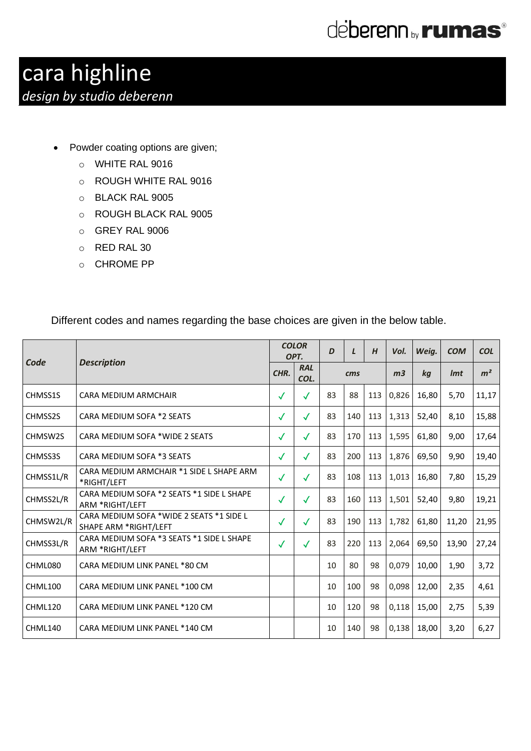# cara highline

*design by studio deberenn*

- Powder coating options are given;
  - WHITE RAL 9016
  - ROUGH WHITE RAL 9016
  - BLACK RAL 9005
  - ROUGH BLACK RAL 9005
  - GREY RAL 9006
  - RED RAL 30
  - CHROME PP

Different codes and names regarding the base choices are given in the below table.

| *Code* | *Description* | *COLOR OPT.* | | *D* | *L* | *H* | *Vol.* | *Weig.* | *COM* | *COL* |
|---|---|---|---|---|---|---|---|---|---|---|
| | | *CHR.* | *RAL COL.* | *cms* | | | *m3* | *kg* | *lmt* | *m²* |
| CHMSS1S | CARA MEDIUM ARMCHAIR | ✓ | ✓ | 83 | 88 | 113 | 0,826 | 16,80 | 5,70 | 11,17 |
| CHMSS2S | CARA MEDIUM SOFA *2 SEATS | ✓ | ✓ | 83 | 140 | 113 | 1,313 | 52,40 | 8,10 | 15,88 |
| CHMSW2S | CARA MEDIUM SOFA *WIDE 2 SEATS | ✓ | ✓ | 83 | 170 | 113 | 1,595 | 61,80 | 9,00 | 17,64 |
| CHMSS3S | CARA MEDIUM SOFA *3 SEATS | ✓ | ✓ | 83 | 200 | 113 | 1,876 | 69,50 | 9,90 | 19,40 |
| CHMSS1L/R | CARA MEDIUM ARMCHAIR *1 SIDE L SHAPE ARM *RIGHT/LEFT | ✓ | ✓ | 83 | 108 | 113 | 1,013 | 16,80 | 7,80 | 15,29 |
| CHMSS2L/R | CARA MEDIUM SOFA *2 SEATS *1 SIDE L SHAPE ARM *RIGHT/LEFT | ✓ | ✓ | 83 | 160 | 113 | 1,501 | 52,40 | 9,80 | 19,21 |
| CHMSW2L/R | CARA MEDIUM SOFA *WIDE 2 SEATS *1 SIDE L SHAPE ARM *RIGHT/LEFT | ✓ | ✓ | 83 | 190 | 113 | 1,782 | 61,80 | 11,20 | 21,95 |
| CHMSS3L/R | CARA MEDIUM SOFA *3 SEATS *1 SIDE L SHAPE ARM *RIGHT/LEFT | ✓ | ✓ | 83 | 220 | 113 | 2,064 | 69,50 | 13,90 | 27,24 |
| CHML080 | CARA MEDIUM LINK PANEL *80 CM | | | 10 | 80 | 98 | 0,079 | 10,00 | 1,90 | 3,72 |
| CHML100 | CARA MEDIUM LINK PANEL *100 CM | | | 10 | 100 | 98 | 0,098 | 12,00 | 2,35 | 4,61 |
| CHML120 | CARA MEDIUM LINK PANEL *120 CM | | | 10 | 120 | 98 | 0,118 | 15,00 | 2,75 | 5,39 |
| CHML140 | CARA MEDIUM LINK PANEL *140 CM | | | 10 | 140 | 98 | 0,138 | 18,00 | 3,20 | 6,27 |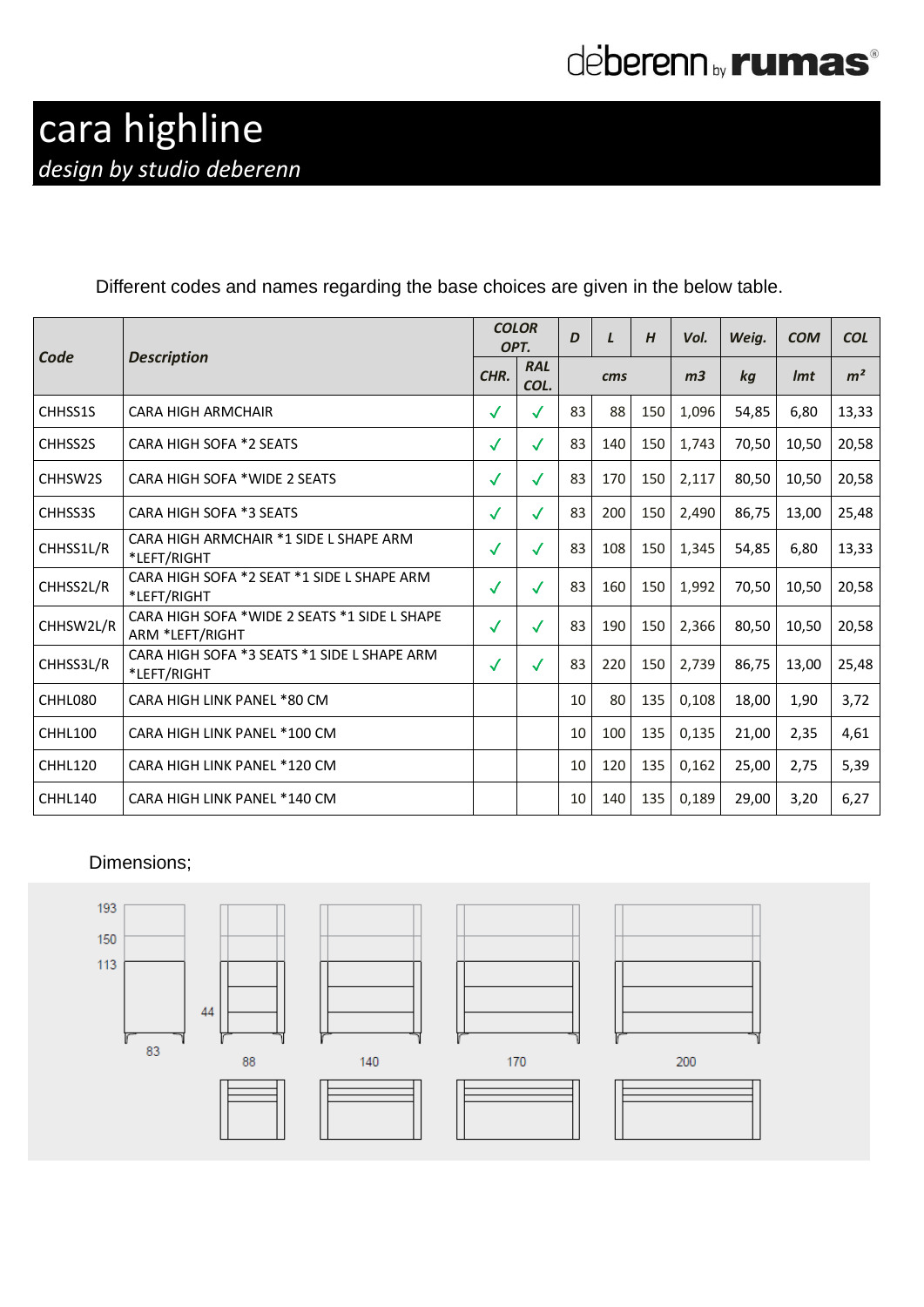# cara highline

*design by studio deberenn*

Different codes and names regarding the base choices are given in the below table.

| Code | Description | COLOR OPT. | | D | L | H | Vol. | Weig. | COM | COL |
|---|---|---|---|---|---|---|---|---|---|---|
| | | CHR. | RAL COL. | cms | | | m3 | kg | lmt | m² |
| CHHSS1S | CARA HIGH ARMCHAIR | ✓ | ✓ | 83 | 88 | 150 | 1,096 | 54,85 | 6,80 | 13,33 |
| CHHSS2S | CARA HIGH SOFA *2 SEATS | ✓ | ✓ | 83 | 140 | 150 | 1,743 | 70,50 | 10,50 | 20,58 |
| CHHSW2S | CARA HIGH SOFA *WIDE 2 SEATS | ✓ | ✓ | 83 | 170 | 150 | 2,117 | 80,50 | 10,50 | 20,58 |
| CHHSS3S | CARA HIGH SOFA *3 SEATS | ✓ | ✓ | 83 | 200 | 150 | 2,490 | 86,75 | 13,00 | 25,48 |
| CHHSS1L/R | CARA HIGH ARMCHAIR *1 SIDE L SHAPE ARM *LEFT/RIGHT | ✓ | ✓ | 83 | 108 | 150 | 1,345 | 54,85 | 6,80 | 13,33 |
| CHHSS2L/R | CARA HIGH SOFA *2 SEAT *1 SIDE L SHAPE ARM *LEFT/RIGHT | ✓ | ✓ | 83 | 160 | 150 | 1,992 | 70,50 | 10,50 | 20,58 |
| CHHSW2L/R | CARA HIGH SOFA *WIDE 2 SEATS *1 SIDE L SHAPE ARM *LEFT/RIGHT | ✓ | ✓ | 83 | 190 | 150 | 2,366 | 80,50 | 10,50 | 20,58 |
| CHHSS3L/R | CARA HIGH SOFA *3 SEATS *1 SIDE L SHAPE ARM *LEFT/RIGHT | ✓ | ✓ | 83 | 220 | 150 | 2,739 | 86,75 | 13,00 | 25,48 |
| CHHL080 | CARA HIGH LINK PANEL *80 CM | | | 10 | 80 | 135 | 0,108 | 18,00 | 1,90 | 3,72 |
| CHHL100 | CARA HIGH LINK PANEL *100 CM | | | 10 | 100 | 135 | 0,135 | 21,00 | 2,35 | 4,61 |
| CHHL120 | CARA HIGH LINK PANEL *120 CM | | | 10 | 120 | 135 | 0,162 | 25,00 | 2,75 | 5,39 |
| CHHL140 | CARA HIGH LINK PANEL *140 CM | | | 10 | 140 | 135 | 0,189 | 29,00 | 3,20 | 6,27 |

Dimensions;

193 150 113 44 83 88 140 170 200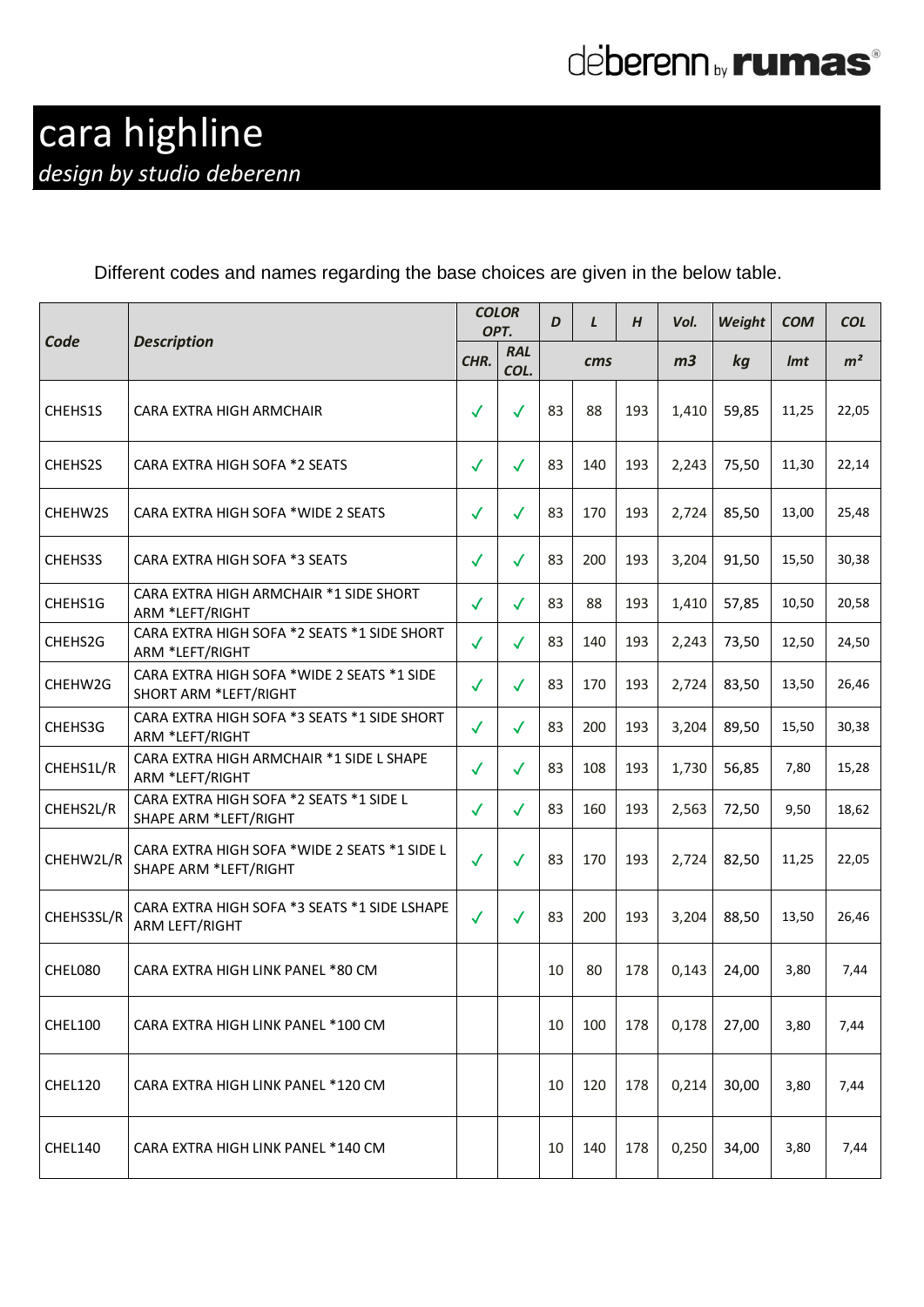deberenn by rumas

# cara highline

*design by studio deberenn*

Different codes and names regarding the base choices are given in the below table.

| *Code* | *Description* | *COLOR OPT.* | | *D* | *L* | *H* | *Vol.* | *Weight* | *COM* | *COL* |
|---|---|---|---|---|---|---|---|---|---|---|
| | | *CHR.* | *RAL COL.* | *cms* | | | *m3* | *kg* | *lmt* | *m²* |
| CHEHS1S | CARA EXTRA HIGH ARMCHAIR | ✓ | ✓ | 83 | 88 | 193 | 1,410 | 59,85 | 11,25 | 22,05 |
| CHEHS2S | CARA EXTRA HIGH SOFA *2 SEATS | ✓ | ✓ | 83 | 140 | 193 | 2,243 | 75,50 | 11,30 | 22,14 |
| CHEHW2S | CARA EXTRA HIGH SOFA *WIDE 2 SEATS | ✓ | ✓ | 83 | 170 | 193 | 2,724 | 85,50 | 13,00 | 25,48 |
| CHEHS3S | CARA EXTRA HIGH SOFA *3 SEATS | ✓ | ✓ | 83 | 200 | 193 | 3,204 | 91,50 | 15,50 | 30,38 |
| CHEHS1G | CARA EXTRA HIGH ARMCHAIR *1 SIDE SHORT ARM *LEFT/RIGHT | ✓ | ✓ | 83 | 88 | 193 | 1,410 | 57,85 | 10,50 | 20,58 |
| CHEHS2G | CARA EXTRA HIGH SOFA *2 SEATS *1 SIDE SHORT ARM *LEFT/RIGHT | ✓ | ✓ | 83 | 140 | 193 | 2,243 | 73,50 | 12,50 | 24,50 |
| CHEHW2G | CARA EXTRA HIGH SOFA *WIDE 2 SEATS *1 SIDE SHORT ARM *LEFT/RIGHT | ✓ | ✓ | 83 | 170 | 193 | 2,724 | 83,50 | 13,50 | 26,46 |
| CHEHS3G | CARA EXTRA HIGH SOFA *3 SEATS *1 SIDE SHORT ARM *LEFT/RIGHT | ✓ | ✓ | 83 | 200 | 193 | 3,204 | 89,50 | 15,50 | 30,38 |
| CHEHS1L/R | CARA EXTRA HIGH ARMCHAIR *1 SIDE L SHAPE ARM *LEFT/RIGHT | ✓ | ✓ | 83 | 108 | 193 | 1,730 | 56,85 | 7,80 | 15,28 |
| CHEHS2L/R | CARA EXTRA HIGH SOFA *2 SEATS *1 SIDE L SHAPE ARM *LEFT/RIGHT | ✓ | ✓ | 83 | 160 | 193 | 2,563 | 72,50 | 9,50 | 18,62 |
| CHEHW2L/R | CARA EXTRA HIGH SOFA *WIDE 2 SEATS *1 SIDE L SHAPE ARM *LEFT/RIGHT | ✓ | ✓ | 83 | 170 | 193 | 2,724 | 82,50 | 11,25 | 22,05 |
| CHEHS3SL/R | CARA EXTRA HIGH SOFA *3 SEATS *1 SIDE LSHAPE ARM LEFT/RIGHT | ✓ | ✓ | 83 | 200 | 193 | 3,204 | 88,50 | 13,50 | 26,46 |
| CHEL080 | CARA EXTRA HIGH LINK PANEL *80 CM | | | 10 | 80 | 178 | 0,143 | 24,00 | 3,80 | 7,44 |
| CHEL100 | CARA EXTRA HIGH LINK PANEL *100 CM | | | 10 | 100 | 178 | 0,178 | 27,00 | 3,80 | 7,44 |
| CHEL120 | CARA EXTRA HIGH LINK PANEL *120 CM | | | 10 | 120 | 178 | 0,214 | 30,00 | 3,80 | 7,44 |
| CHEL140 | CARA EXTRA HIGH LINK PANEL *140 CM | | | 10 | 140 | 178 | 0,250 | 34,00 | 3,80 | 7,44 |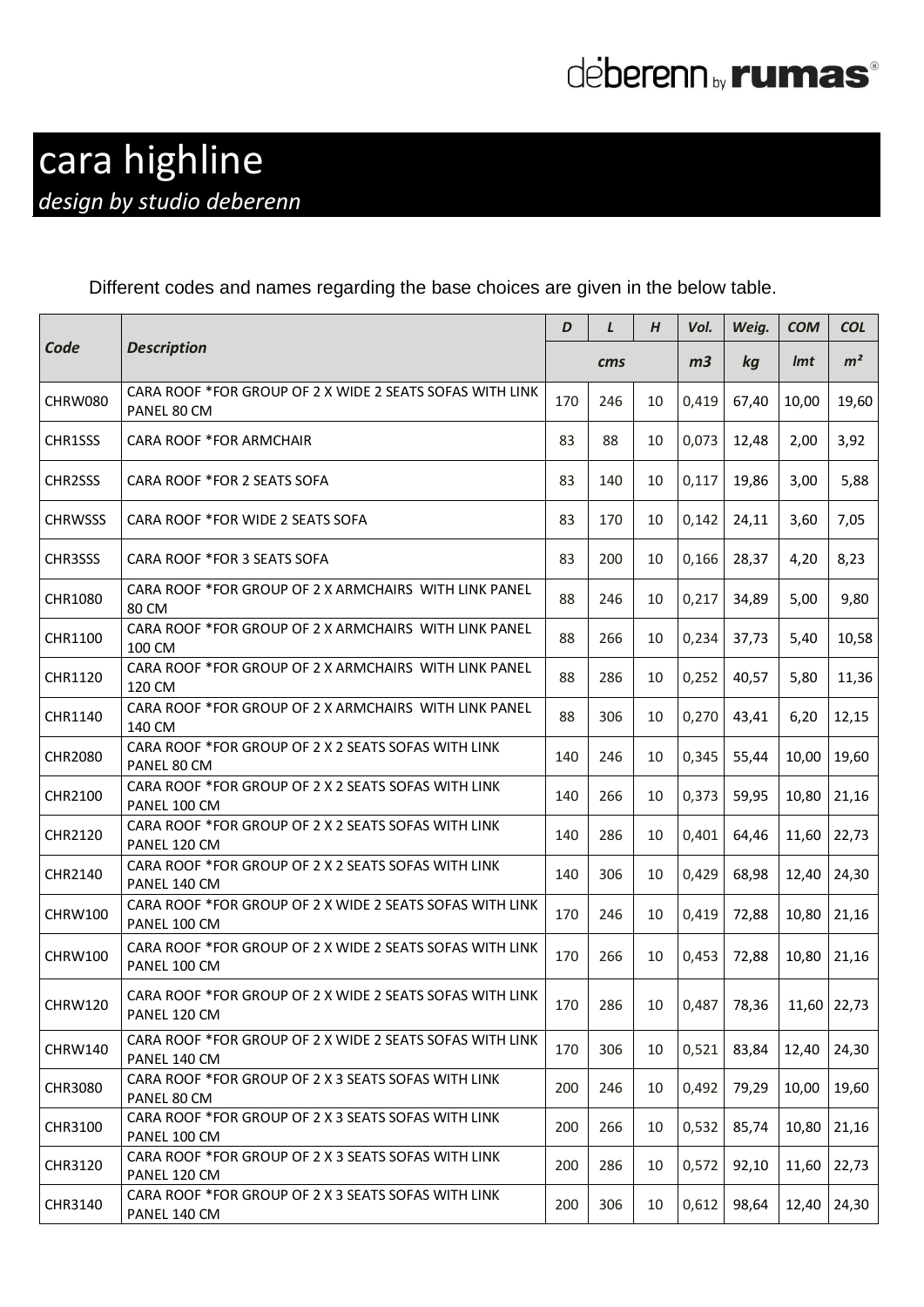# cara highline

*design by studio deberenn*

Different codes and names regarding the base choices are given in the below table.

| Code | Description | D | L | H | Vol. | Weig. | COM | COL |
|---|---|---|---|---|---|---|---|---|
| | | cms | | | m3 | kg | lmt | m² |
| CHRW080 | CARA ROOF *FOR GROUP OF 2 X WIDE 2 SEATS SOFAS WITH LINK PANEL 80 CM | 170 | 246 | 10 | 0,419 | 67,40 | 10,00 | 19,60 |
| CHR1SSS | CARA ROOF *FOR ARMCHAIR | 83 | 88 | 10 | 0,073 | 12,48 | 2,00 | 3,92 |
| CHR2SSS | CARA ROOF *FOR 2 SEATS SOFA | 83 | 140 | 10 | 0,117 | 19,86 | 3,00 | 5,88 |
| CHRWSSS | CARA ROOF *FOR WIDE 2 SEATS SOFA | 83 | 170 | 10 | 0,142 | 24,11 | 3,60 | 7,05 |
| CHR3SSS | CARA ROOF *FOR 3 SEATS SOFA | 83 | 200 | 10 | 0,166 | 28,37 | 4,20 | 8,23 |
| CHR1080 | CARA ROOF *FOR GROUP OF 2 X ARMCHAIRS WITH LINK PANEL 80 CM | 88 | 246 | 10 | 0,217 | 34,89 | 5,00 | 9,80 |
| CHR1100 | CARA ROOF *FOR GROUP OF 2 X ARMCHAIRS WITH LINK PANEL 100 CM | 88 | 266 | 10 | 0,234 | 37,73 | 5,40 | 10,58 |
| CHR1120 | CARA ROOF *FOR GROUP OF 2 X ARMCHAIRS WITH LINK PANEL 120 CM | 88 | 286 | 10 | 0,252 | 40,57 | 5,80 | 11,36 |
| CHR1140 | CARA ROOF *FOR GROUP OF 2 X ARMCHAIRS WITH LINK PANEL 140 CM | 88 | 306 | 10 | 0,270 | 43,41 | 6,20 | 12,15 |
| CHR2080 | CARA ROOF *FOR GROUP OF 2 X 2 SEATS SOFAS WITH LINK PANEL 80 CM | 140 | 246 | 10 | 0,345 | 55,44 | 10,00 | 19,60 |
| CHR2100 | CARA ROOF *FOR GROUP OF 2 X 2 SEATS SOFAS WITH LINK PANEL 100 CM | 140 | 266 | 10 | 0,373 | 59,95 | 10,80 | 21,16 |
| CHR2120 | CARA ROOF *FOR GROUP OF 2 X 2 SEATS SOFAS WITH LINK PANEL 120 CM | 140 | 286 | 10 | 0,401 | 64,46 | 11,60 | 22,73 |
| CHR2140 | CARA ROOF *FOR GROUP OF 2 X 2 SEATS SOFAS WITH LINK PANEL 140 CM | 140 | 306 | 10 | 0,429 | 68,98 | 12,40 | 24,30 |
| CHRW100 | CARA ROOF *FOR GROUP OF 2 X WIDE 2 SEATS SOFAS WITH LINK PANEL 100 CM | 170 | 246 | 10 | 0,419 | 72,88 | 10,80 | 21,16 |
| CHRW100 | CARA ROOF *FOR GROUP OF 2 X WIDE 2 SEATS SOFAS WITH LINK PANEL 100 CM | 170 | 266 | 10 | 0,453 | 72,88 | 10,80 | 21,16 |
| CHRW120 | CARA ROOF *FOR GROUP OF 2 X WIDE 2 SEATS SOFAS WITH LINK PANEL 120 CM | 170 | 286 | 10 | 0,487 | 78,36 | 11,60 | 22,73 |
| CHRW140 | CARA ROOF *FOR GROUP OF 2 X WIDE 2 SEATS SOFAS WITH LINK PANEL 140 CM | 170 | 306 | 10 | 0,521 | 83,84 | 12,40 | 24,30 |
| CHR3080 | CARA ROOF *FOR GROUP OF 2 X 3 SEATS SOFAS WITH LINK PANEL 80 CM | 200 | 246 | 10 | 0,492 | 79,29 | 10,00 | 19,60 |
| CHR3100 | CARA ROOF *FOR GROUP OF 2 X 3 SEATS SOFAS WITH LINK PANEL 100 CM | 200 | 266 | 10 | 0,532 | 85,74 | 10,80 | 21,16 |
| CHR3120 | CARA ROOF *FOR GROUP OF 2 X 3 SEATS SOFAS WITH LINK PANEL 120 CM | 200 | 286 | 10 | 0,572 | 92,10 | 11,60 | 22,73 |
| CHR3140 | CARA ROOF *FOR GROUP OF 2 X 3 SEATS SOFAS WITH LINK PANEL 140 CM | 200 | 306 | 10 | 0,612 | 98,64 | 12,40 | 24,30 |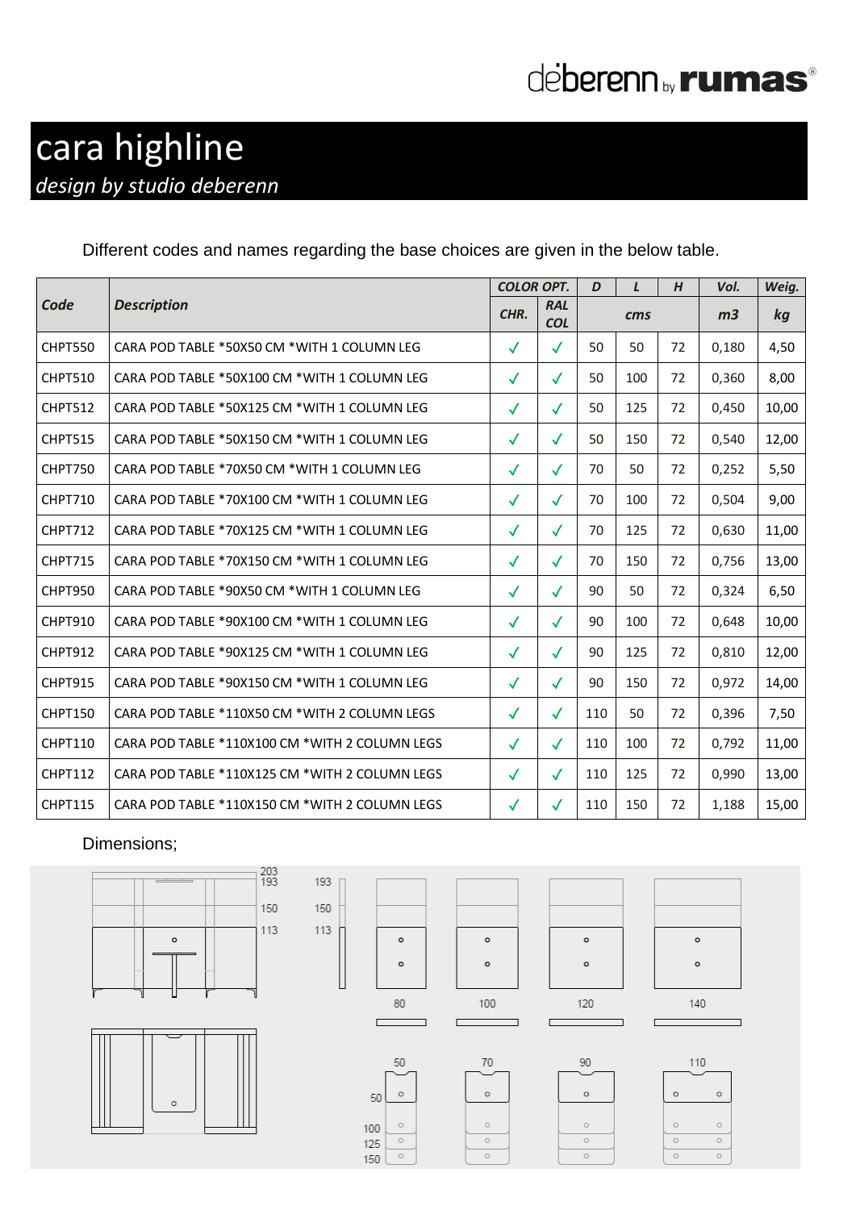déberenn by rumas®

# cara highline

*design by studio deberenn*

Different codes and names regarding the base choices are given in the below table.

| Code | Description | COLOR OPT. | | D | L | H | Vol. | Weig. |
|---|---|---|---|---|---|---|---|---|
| | | CHR. | RAL COL | cms | | | m3 | kg |
| CHPT550 | CARA POD TABLE *50X50 CM *WITH 1 COLUMN LEG | ✓ | ✓ | 50 | 50 | 72 | 0,180 | 4,50 |
| CHPT510 | CARA POD TABLE *50X100 CM *WITH 1 COLUMN LEG | ✓ | ✓ | 50 | 100 | 72 | 0,360 | 8,00 |
| CHPT512 | CARA POD TABLE *50X125 CM *WITH 1 COLUMN LEG | ✓ | ✓ | 50 | 125 | 72 | 0,450 | 10,00 |
| CHPT515 | CARA POD TABLE *50X150 CM *WITH 1 COLUMN LEG | ✓ | ✓ | 50 | 150 | 72 | 0,540 | 12,00 |
| CHPT750 | CARA POD TABLE *70X50 CM *WITH 1 COLUMN LEG | ✓ | ✓ | 70 | 50 | 72 | 0,252 | 5,50 |
| CHPT710 | CARA POD TABLE *70X100 CM *WITH 1 COLUMN LEG | ✓ | ✓ | 70 | 100 | 72 | 0,504 | 9,00 |
| CHPT712 | CARA POD TABLE *70X125 CM *WITH 1 COLUMN LEG | ✓ | ✓ | 70 | 125 | 72 | 0,630 | 11,00 |
| CHPT715 | CARA POD TABLE *70X150 CM *WITH 1 COLUMN LEG | ✓ | ✓ | 70 | 150 | 72 | 0,756 | 13,00 |
| CHPT950 | CARA POD TABLE *90X50 CM *WITH 1 COLUMN LEG | ✓ | ✓ | 90 | 50 | 72 | 0,324 | 6,50 |
| CHPT910 | CARA POD TABLE *90X100 CM *WITH 1 COLUMN LEG | ✓ | ✓ | 90 | 100 | 72 | 0,648 | 10,00 |
| CHPT912 | CARA POD TABLE *90X125 CM *WITH 1 COLUMN LEG | ✓ | ✓ | 90 | 125 | 72 | 0,810 | 12,00 |
| CHPT915 | CARA POD TABLE *90X150 CM *WITH 1 COLUMN LEG | ✓ | ✓ | 90 | 150 | 72 | 0,972 | 14,00 |
| CHPT150 | CARA POD TABLE *110X50 CM *WITH 2 COLUMN LEGS | ✓ | ✓ | 110 | 50 | 72 | 0,396 | 7,50 |
| CHPT110 | CARA POD TABLE *110X100 CM *WITH 2 COLUMN LEGS | ✓ | ✓ | 110 | 100 | 72 | 0,792 | 11,00 |
| CHPT112 | CARA POD TABLE *110X125 CM *WITH 2 COLUMN LEGS | ✓ | ✓ | 110 | 125 | 72 | 0,990 | 13,00 |
| CHPT115 | CARA POD TABLE *110X150 CM *WITH 2 COLUMN LEGS | ✓ | ✓ | 110 | 150 | 72 | 1,188 | 15,00 |

Dimensions;

203
193
150
113

193
150
113

80
100
120
140

50
70
90
110

50
100
125
150